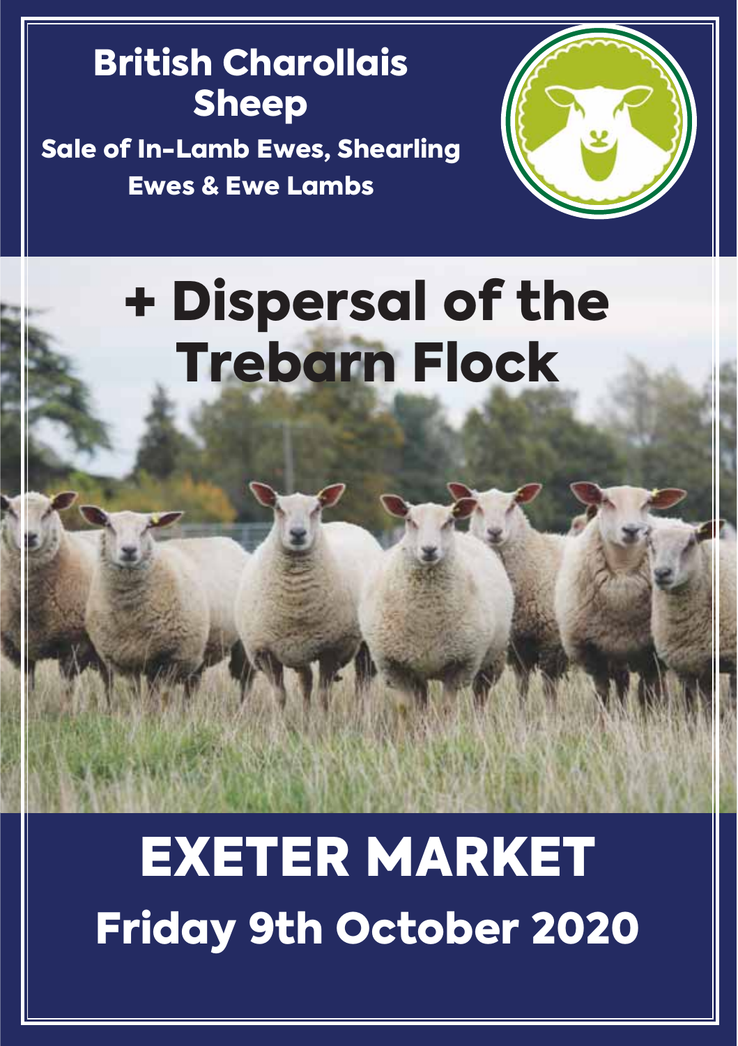# British Charollais Sheep

## Sale of In-Lamb Ewes, Shearling Ewes & Ewe Lambs

# + Dispersal of the Trebarn Flock

# EXETER MARKET

## Friday 9th October 2020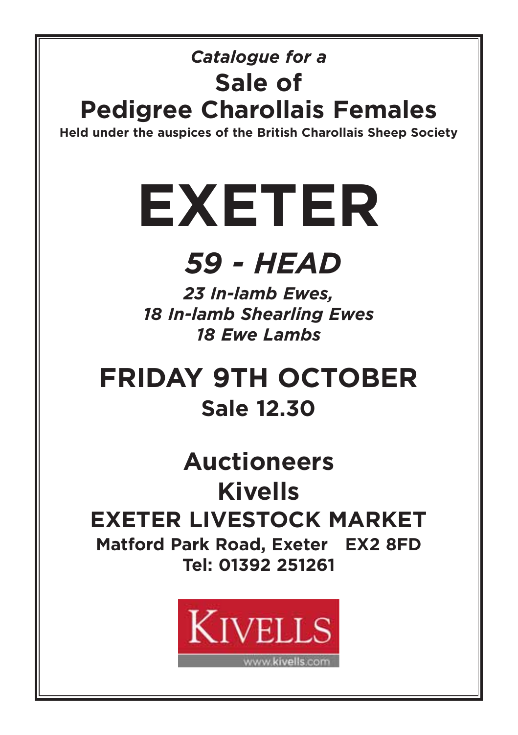*Catalogue for a*

# Sale of Pedigree Charollais Females

**Held under the auspices of the British Charollais Sheep Society**

# EXETER

## *59 - HEAD*

***23 In-lamb Ewes,***
***18 In-lamb Shearling Ewes***
***18 Ewe Lambs***

## FRIDAY 9TH OCTOBER

**Sale 12.30**

## Auctioneers
## Kivells
## EXETER LIVESTOCK MARKET

**Matford Park Road, Exeter EX2 8FD**
**Tel: 01392 251261**

KIVELLS
www.kivells.com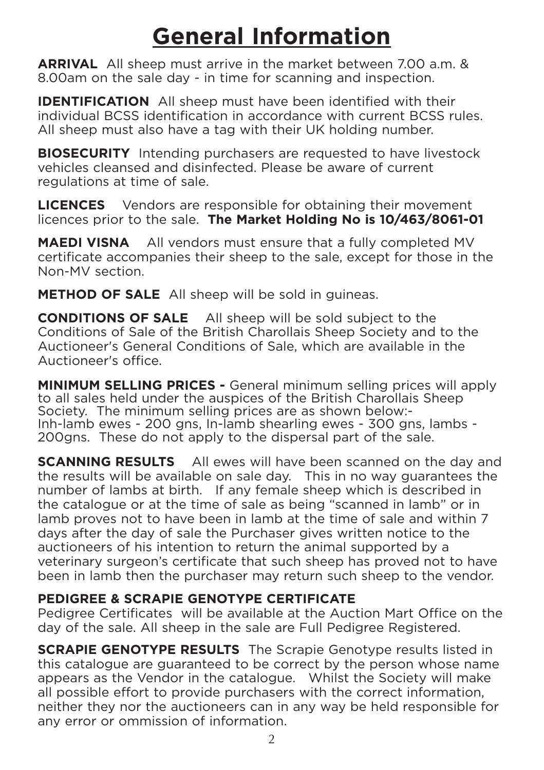# General Information

**ARRIVAL** All sheep must arrive in the market between 7.00 a.m. & 8.00am on the sale day - in time for scanning and inspection.

**IDENTIFICATION** All sheep must have been identified with their individual BCSS identification in accordance with current BCSS rules. All sheep must also have a tag with their UK holding number.

**BIOSECURITY** Intending purchasers are requested to have livestock vehicles cleansed and disinfected. Please be aware of current regulations at time of sale.

**LICENCES** Vendors are responsible for obtaining their movement licences prior to the sale. **The Market Holding No is 10/463/8061-01**

**MAEDI VISNA** All vendors must ensure that a fully completed MV certificate accompanies their sheep to the sale, except for those in the Non-MV section.

**METHOD OF SALE** All sheep will be sold in guineas.

**CONDITIONS OF SALE** All sheep will be sold subject to the Conditions of Sale of the British Charollais Sheep Society and to the Auctioneer's General Conditions of Sale, which are available in the Auctioneer's office.

**MINIMUM SELLING PRICES -** General minimum selling prices will apply to all sales held under the auspices of the British Charollais Sheep Society. The minimum selling prices are as shown below:- Inh-lamb ewes - 200 gns, In-lamb shearling ewes - 300 gns, lambs - 200gns. These do not apply to the dispersal part of the sale.

**SCANNING RESULTS** All ewes will have been scanned on the day and the results will be available on sale day. This in no way guarantees the number of lambs at birth. If any female sheep which is described in the catalogue or at the time of sale as being "scanned in lamb" or in lamb proves not to have been in lamb at the time of sale and within 7 days after the day of sale the Purchaser gives written notice to the auctioneers of his intention to return the animal supported by a veterinary surgeon's certificate that such sheep has proved not to have been in lamb then the purchaser may return such sheep to the vendor.

**PEDIGREE & SCRAPIE GENOTYPE CERTIFICATE**
Pedigree Certificates will be available at the Auction Mart Office on the day of the sale. All sheep in the sale are Full Pedigree Registered.

**SCRAPIE GENOTYPE RESULTS** The Scrapie Genotype results listed in this catalogue are guaranteed to be correct by the person whose name appears as the Vendor in the catalogue. Whilst the Society will make all possible effort to provide purchasers with the correct information, neither they nor the auctioneers can in any way be held responsible for any error or ommission of information.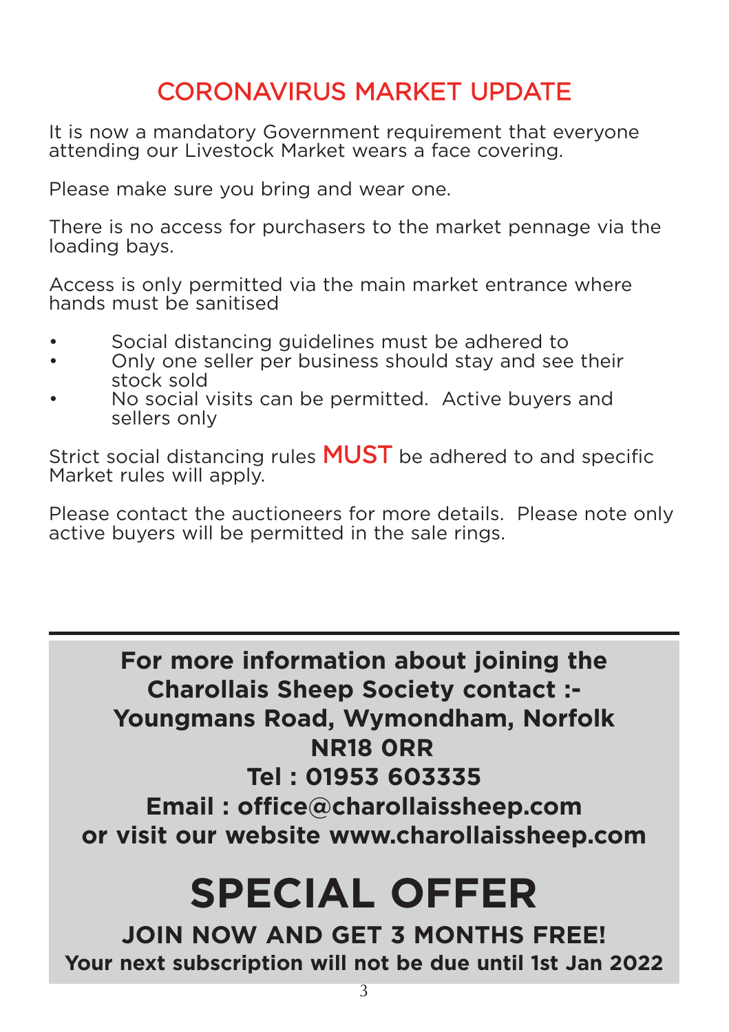# CORONAVIRUS MARKET UPDATE

It is now a mandatory Government requirement that everyone attending our Livestock Market wears a face covering.

Please make sure you bring and wear one.

There is no access for purchasers to the market pennage via the loading bays.

Access is only permitted via the main market entrance where hands must be sanitised

- Social distancing guidelines must be adhered to
- Only one seller per business should stay and see their stock sold
- No social visits can be permitted. Active buyers and sellers only

Strict social distancing rules **MUST** be adhered to and specific Market rules will apply.

Please contact the auctioneers for more details. Please note only active buyers will be permitted in the sale rings.

---

**For more information about joining the Charollais Sheep Society contact :-**
**Youngmans Road, Wymondham, Norfolk**
**NR18 0RR**
**Tel : 01953 603335**
**Email : office@charollaissheep.com**
**or visit our website www.charollaissheep.com**

# SPECIAL OFFER

**JOIN NOW AND GET 3 MONTHS FREE!**

**Your next subscription will not be due until 1st Jan 2022**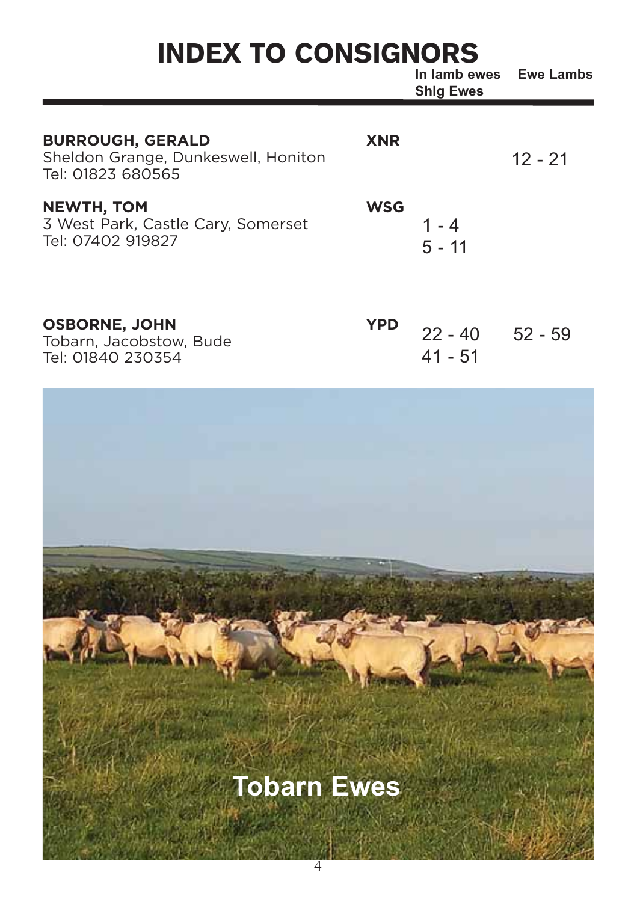# INDEX TO CONSIGNORS

| Consignor | Code | In lamb ewes / Shlg Ewes | Ewe Lambs |
|---|---|---|---|
| **BURROUGH, GERALD**<br>Sheldon Grange, Dunkeswell, Honiton<br>Tel: 01823 680565 | **XNR** | | 12 - 21 |
| **NEWTH, TOM**<br>3 West Park, Castle Cary, Somerset<br>Tel: 07402 919827 | **WSG** | 1 - 4<br>5 - 11 | |
| **OSBORNE, JOHN**<br>Tobarn, Jacobstow, Bude<br>Tel: 01840 230354 | **YPD** | 22 - 40<br>41 - 51 | 52 - 59 |

Tobarn Ewes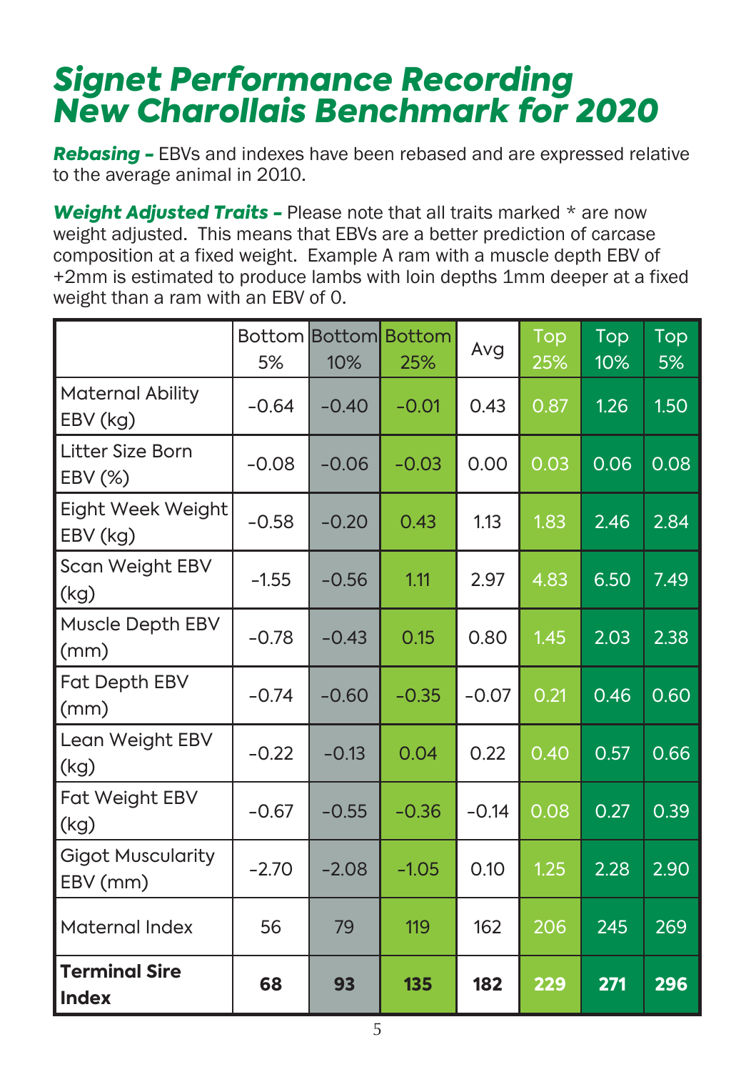# *Signet Performance Recording New Charollais Benchmark for 2020*

***Rebasing –*** EBVs and indexes have been rebased and are expressed relative to the average animal in 2010.

***Weight Adjusted Traits –*** Please note that all traits marked * are now weight adjusted. This means that EBVs are a better prediction of carcase composition at a fixed weight. Example A ram with a muscle depth EBV of +2mm is estimated to produce lambs with loin depths 1mm deeper at a fixed weight than a ram with an EBV of 0.

| | Bottom 5% | Bottom 10% | Bottom 25% | Avg | Top 25% | Top 10% | Top 5% |
|---|---|---|---|---|---|---|---|
| Maternal Ability EBV (kg) | -0.64 | -0.40 | -0.01 | 0.43 | 0.87 | 1.26 | 1.50 |
| Litter Size Born EBV (%) | -0.08 | -0.06 | -0.03 | 0.00 | 0.03 | 0.06 | 0.08 |
| Eight Week Weight EBV (kg) | -0.58 | -0.20 | 0.43 | 1.13 | 1.83 | 2.46 | 2.84 |
| Scan Weight EBV (kg) | -1.55 | -0.56 | 1.11 | 2.97 | 4.83 | 6.50 | 7.49 |
| Muscle Depth EBV (mm) | -0.78 | -0.43 | 0.15 | 0.80 | 1.45 | 2.03 | 2.38 |
| Fat Depth EBV (mm) | -0.74 | -0.60 | -0.35 | -0.07 | 0.21 | 0.46 | 0.60 |
| Lean Weight EBV (kg) | -0.22 | -0.13 | 0.04 | 0.22 | 0.40 | 0.57 | 0.66 |
| Fat Weight EBV (kg) | -0.67 | -0.55 | -0.36 | -0.14 | 0.08 | 0.27 | 0.39 |
| Gigot Muscularity EBV (mm) | -2.70 | -2.08 | -1.05 | 0.10 | 1.25 | 2.28 | 2.90 |
| Maternal Index | 56 | 79 | 119 | 162 | 206 | 245 | 269 |
| **Terminal Sire Index** | **68** | **93** | **135** | **182** | **229** | **271** | **296** |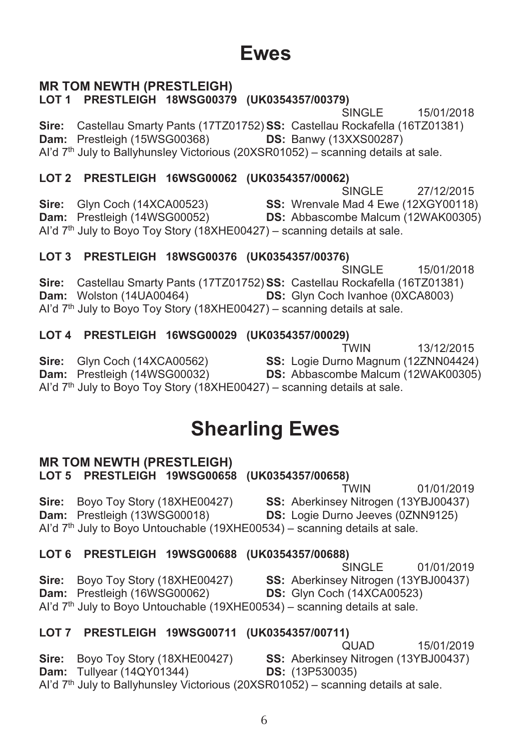# Ewes

### MR TOM NEWTH (PRESTLEIGH)

**LOT 1 PRESTLEIGH 18WSG00379 (UK0354357/00379)**

SINGLE 15/01/2018

**Sire:** Castellau Smarty Pants (17TZ01752) **SS:** Castellau Rockafella (16TZ01381)
**Dam:** Prestleigh (15WSG00368) **DS:** Banwy (13XXS00287)
AI'd 7th July to Ballyhunsley Victorious (20XSR01052) – scanning details at sale.

**LOT 2 PRESTLEIGH 16WSG00062 (UK0354357/00062)**

SINGLE 27/12/2015

**Sire:** Glyn Coch (14XCA00523) **SS:** Wrenvale Mad 4 Ewe (12XGY00118)
**Dam:** Prestleigh (14WSG00052) **DS:** Abbascombe Malcum (12WAK00305)
AI'd 7th July to Boyo Toy Story (18XHE00427) – scanning details at sale.

**LOT 3 PRESTLEIGH 18WSG00376 (UK0354357/00376)**

SINGLE 15/01/2018

**Sire:** Castellau Smarty Pants (17TZ01752) **SS:** Castellau Rockafella (16TZ01381)
**Dam:** Wolston (14UA00464) **DS:** Glyn Coch Ivanhoe (0XCA8003)
AI'd 7th July to Boyo Toy Story (18XHE00427) – scanning details at sale.

**LOT 4 PRESTLEIGH 16WSG00029 (UK0354357/00029)**

TWIN 13/12/2015

**Sire:** Glyn Coch (14XCA00562) **SS:** Logie Durno Magnum (12ZNN04424)
**Dam:** Prestleigh (14WSG00032) **DS:** Abbascombe Malcum (12WAK00305)
AI'd 7th July to Boyo Toy Story (18XHE00427) – scanning details at sale.

# Shearling Ewes

### MR TOM NEWTH (PRESTLEIGH)

**LOT 5 PRESTLEIGH 19WSG00658 (UK0354357/00658)**

TWIN 01/01/2019

**Sire:** Boyo Toy Story (18XHE00427) **SS:** Aberkinsey Nitrogen (13YBJ00437)
**Dam:** Prestleigh (13WSG00018) **DS:** Logie Durno Jeeves (0ZNN9125)
AI'd 7th July to Boyo Untouchable (19XHE00534) – scanning details at sale.

**LOT 6 PRESTLEIGH 19WSG00688 (UK0354357/00688)**

SINGLE 01/01/2019

**Sire:** Boyo Toy Story (18XHE00427) **SS:** Aberkinsey Nitrogen (13YBJ00437)
**Dam:** Prestleigh (16WSG00062) **DS:** Glyn Coch (14XCA00523)
AI'd 7th July to Boyo Untouchable (19XHE00534) – scanning details at sale.

**LOT 7 PRESTLEIGH 19WSG00711 (UK0354357/00711)**

QUAD 15/01/2019

**Sire:** Boyo Toy Story (18XHE00427) **SS:** Aberkinsey Nitrogen (13YBJ00437)
**Dam:** Tullyear (14QY01344) **DS:** (13P530035)
AI'd 7th July to Ballyhunsley Victorious (20XSR01052) – scanning details at sale.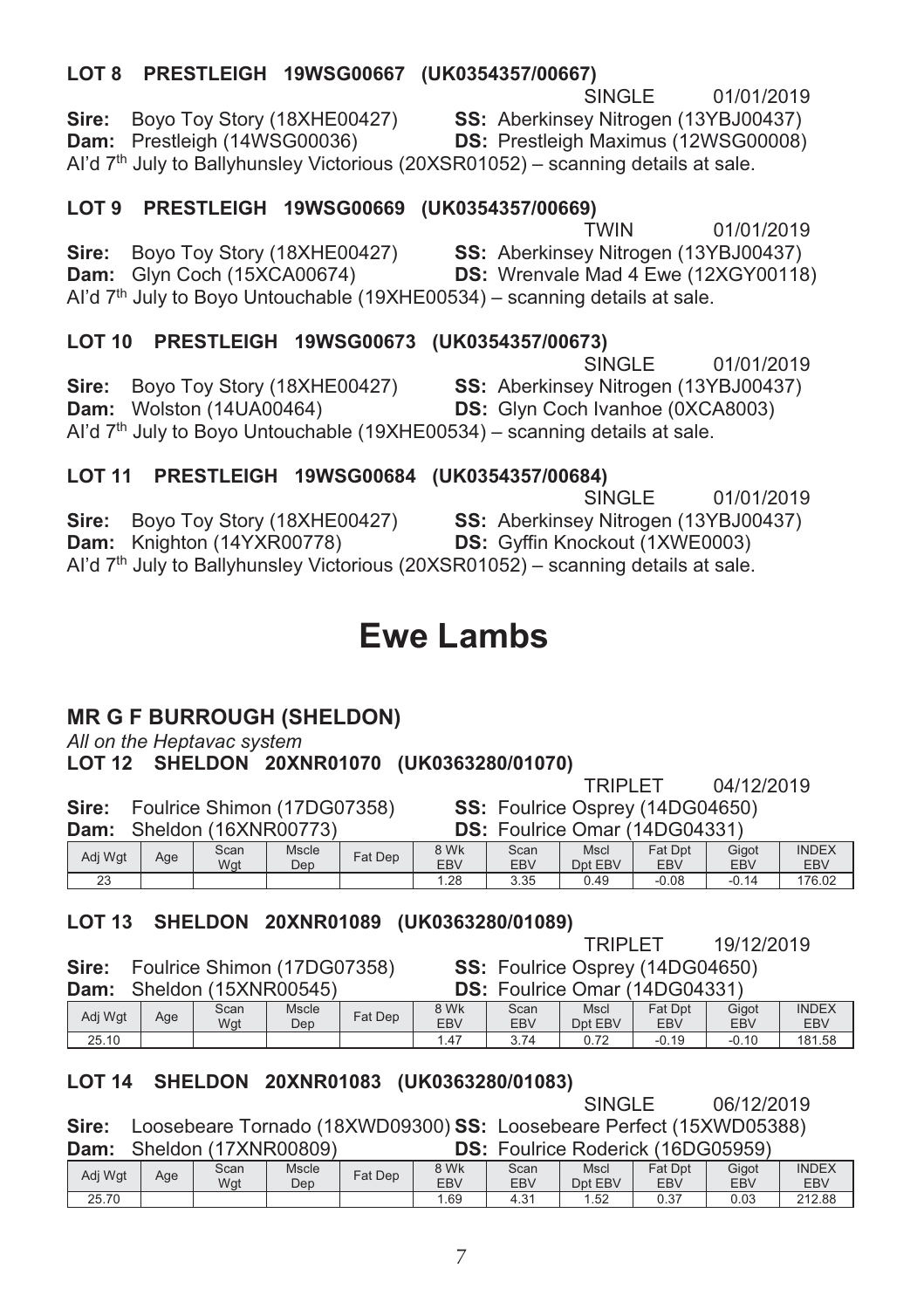### LOT 8 PRESTLEIGH 19WSG00667 (UK0354357/00667)

SINGLE 01/01/2019

**Sire:** Boyo Toy Story (18XHE00427) **SS:** Aberkinsey Nitrogen (13YBJ00437)
**Dam:** Prestleigh (14WSG00036) **DS:** Prestleigh Maximus (12WSG00008)
AI'd 7th July to Ballyhunsley Victorious (20XSR01052) – scanning details at sale.

### LOT 9 PRESTLEIGH 19WSG00669 (UK0354357/00669)

TWIN 01/01/2019

**Sire:** Boyo Toy Story (18XHE00427) **SS:** Aberkinsey Nitrogen (13YBJ00437)
**Dam:** Glyn Coch (15XCA00674) **DS:** Wrenvale Mad 4 Ewe (12XGY00118)
AI'd 7th July to Boyo Untouchable (19XHE00534) – scanning details at sale.

### LOT 10 PRESTLEIGH 19WSG00673 (UK0354357/00673)

SINGLE 01/01/2019

**Sire:** Boyo Toy Story (18XHE00427) **SS:** Aberkinsey Nitrogen (13YBJ00437)
**Dam:** Wolston (14UA00464) **DS:** Glyn Coch Ivanhoe (0XCA8003)
AI'd 7th July to Boyo Untouchable (19XHE00534) – scanning details at sale.

### LOT 11 PRESTLEIGH 19WSG00684 (UK0354357/00684)

SINGLE 01/01/2019

**Sire:** Boyo Toy Story (18XHE00427) **SS:** Aberkinsey Nitrogen (13YBJ00437)
**Dam:** Knighton (14YXR00778) **DS:** Gyffin Knockout (1XWE0003)
AI'd 7th July to Ballyhunsley Victorious (20XSR01052) – scanning details at sale.

# Ewe Lambs

## MR G F BURROUGH (SHELDON)

*All on the Heptavac system*

### LOT 12 SHELDON 20XNR01070 (UK0363280/01070)

TRIPLET 04/12/2019

**Sire:** Foulrice Shimon (17DG07358) **SS:** Foulrice Osprey (14DG04650)
**Dam:** Sheldon (16XNR00773) **DS:** Foulrice Omar (14DG04331)

| Adj Wgt | Age | Scan Wgt | Mscle Dep | Fat Dep | 8 Wk EBV | Scan EBV | Mscl Dpt EBV | Fat Dpt EBV | Gigot EBV | INDEX EBV |
|---|---|---|---|---|---|---|---|---|---|---|
| 23 | | | | | 1.28 | 3.35 | 0.49 | -0.08 | -0.14 | 176.02 |

### LOT 13 SHELDON 20XNR01089 (UK0363280/01089)

TRIPLET 19/12/2019

**Sire:** Foulrice Shimon (17DG07358) **SS:** Foulrice Osprey (14DG04650)
**Dam:** Sheldon (15XNR00545) **DS:** Foulrice Omar (14DG04331)

| Adj Wgt | Age | Scan Wgt | Mscle Dep | Fat Dep | 8 Wk EBV | Scan EBV | Mscl Dpt EBV | Fat Dpt EBV | Gigot EBV | INDEX EBV |
|---|---|---|---|---|---|---|---|---|---|---|
| 25.10 | | | | | 1.47 | 3.74 | 0.72 | -0.19 | -0.10 | 181.58 |

### LOT 14 SHELDON 20XNR01083 (UK0363280/01083)

SINGLE 06/12/2019

**Sire:** Loosebeare Tornado (18XWD09300) **SS:** Loosebeare Perfect (15XWD05388)
**Dam:** Sheldon (17XNR00809) **DS:** Foulrice Roderick (16DG05959)

| Adj Wgt | Age | Scan Wgt | Mscle Dep | Fat Dep | 8 Wk EBV | Scan EBV | Mscl Dpt EBV | Fat Dpt EBV | Gigot EBV | INDEX EBV |
|---|---|---|---|---|---|---|---|---|---|---|
| 25.70 | | | | | 1.69 | 4.31 | 1.52 | 0.37 | 0.03 | 212.88 |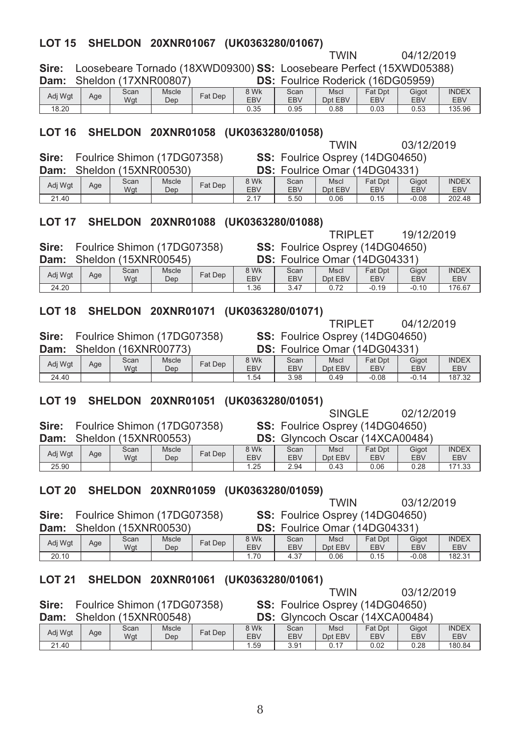## LOT 15 SHELDON 20XNR01067 (UK0363280/01067)

TWIN 04/12/2019

**Sire:** Loosebeare Tornado (18XWD09300) **SS:** Loosebeare Perfect (15XWD05388)
**Dam:** Sheldon (17XNR00807) **DS:** Foulrice Roderick (16DG05959)

| Adj Wgt | Age | Scan Wgt | Mscle Dep | Fat Dep | 8 Wk EBV | Scan EBV | Mscl Dpt EBV | Fat Dpt EBV | Gigot EBV | INDEX EBV |
|---|---|---|---|---|---|---|---|---|---|---|
| 18.20 | | | | | 0.35 | 0.95 | 0.88 | 0.03 | 0.53 | 135.96 |

## LOT 16 SHELDON 20XNR01058 (UK0363280/01058)

TWIN 03/12/2019

**Sire:** Foulrice Shimon (17DG07358) **SS:** Foulrice Osprey (14DG04650)
**Dam:** Sheldon (15XNR00530) **DS:** Foulrice Omar (14DG04331)

| Adj Wgt | Age | Scan Wgt | Mscle Dep | Fat Dep | 8 Wk EBV | Scan EBV | Mscl Dpt EBV | Fat Dpt EBV | Gigot EBV | INDEX EBV |
|---|---|---|---|---|---|---|---|---|---|---|
| 21.40 | | | | | 2.17 | 5.50 | 0.06 | 0.15 | -0.08 | 202.48 |

## LOT 17 SHELDON 20XNR01088 (UK0363280/01088)

TRIPLET 19/12/2019

**Sire:** Foulrice Shimon (17DG07358) **SS:** Foulrice Osprey (14DG04650)
**Dam:** Sheldon (15XNR00545) **DS:** Foulrice Omar (14DG04331)

| Adj Wgt | Age | Scan Wgt | Mscle Dep | Fat Dep | 8 Wk EBV | Scan EBV | Mscl Dpt EBV | Fat Dpt EBV | Gigot EBV | INDEX EBV |
|---|---|---|---|---|---|---|---|---|---|---|
| 24.20 | | | | | 1.36 | 3.47 | 0.72 | -0.19 | -0.10 | 176.67 |

## LOT 18 SHELDON 20XNR01071 (UK0363280/01071)

TRIPLET 04/12/2019

**Sire:** Foulrice Shimon (17DG07358) **SS:** Foulrice Osprey (14DG04650)
**Dam:** Sheldon (16XNR00773) **DS:** Foulrice Omar (14DG04331)

| Adj Wgt | Age | Scan Wgt | Mscle Dep | Fat Dep | 8 Wk EBV | Scan EBV | Mscl Dpt EBV | Fat Dpt EBV | Gigot EBV | INDEX EBV |
|---|---|---|---|---|---|---|---|---|---|---|
| 24.40 | | | | | 1.54 | 3.98 | 0.49 | -0.08 | -0.14 | 187.32 |

## LOT 19 SHELDON 20XNR01051 (UK0363280/01051)

SINGLE 02/12/2019

**Sire:** Foulrice Shimon (17DG07358) **SS:** Foulrice Osprey (14DG04650)
**Dam:** Sheldon (15XNR00553) **DS:** Glyncoch Oscar (14XCA00484)

| Adj Wgt | Age | Scan Wgt | Mscle Dep | Fat Dep | 8 Wk EBV | Scan EBV | Mscl Dpt EBV | Fat Dpt EBV | Gigot EBV | INDEX EBV |
|---|---|---|---|---|---|---|---|---|---|---|
| 25.90 | | | | | 1.25 | 2.94 | 0.43 | 0.06 | 0.28 | 171.33 |

## LOT 20 SHELDON 20XNR01059 (UK0363280/01059)

TWIN 03/12/2019

**Sire:** Foulrice Shimon (17DG07358) **SS:** Foulrice Osprey (14DG04650)
**Dam:** Sheldon (15XNR00530) **DS:** Foulrice Omar (14DG04331)

| Adj Wgt | Age | Scan Wgt | Mscle Dep | Fat Dep | 8 Wk EBV | Scan EBV | Mscl Dpt EBV | Fat Dpt EBV | Gigot EBV | INDEX EBV |
|---|---|---|---|---|---|---|---|---|---|---|
| 20.10 | | | | | 1.70 | 4.37 | 0.06 | 0.15 | -0.08 | 182.31 |

## LOT 21 SHELDON 20XNR01061 (UK0363280/01061)

TWIN 03/12/2019

**Sire:** Foulrice Shimon (17DG07358) **SS:** Foulrice Osprey (14DG04650)
**Dam:** Sheldon (15XNR00548) **DS:** Glyncoch Oscar (14XCA00484)

| Adj Wgt | Age | Scan Wgt | Mscle Dep | Fat Dep | 8 Wk EBV | Scan EBV | Mscl Dpt EBV | Fat Dpt EBV | Gigot EBV | INDEX EBV |
|---|---|---|---|---|---|---|---|---|---|---|
| 21.40 | | | | | 1.59 | 3.91 | 0.17 | 0.02 | 0.28 | 180.84 |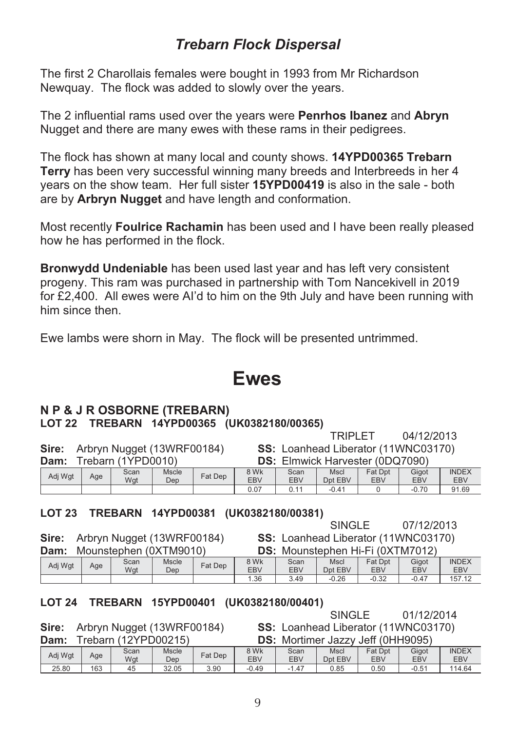# *Trebarn Flock Dispersal*

The first 2 Charollais females were bought in 1993 from Mr Richardson Newquay. The flock was added to slowly over the years.

The 2 influential rams used over the years were **Penrhos Ibanez** and **Abryn** Nugget and there are many ewes with these rams in their pedigrees.

The flock has shown at many local and county shows. **14YPD00365 Trebarn Terry** has been very successful winning many breeds and Interbreeds in her 4 years on the show team. Her full sister **15YPD00419** is also in the sale - both are by **Arbryn Nugget** and have length and conformation.

Most recently **Foulrice Rachamin** has been used and I have been really pleased how he has performed in the flock.

**Bronwydd Undeniable** has been used last year and has left very consistent progeny. This ram was purchased in partnership with Tom Nancekivell in 2019 for £2,400. All ewes were AI'd to him on the 9th July and have been running with him since then.

Ewe lambs were shorn in May. The flock will be presented untrimmed.

# Ewes

### N P & J R OSBORNE (TREBARN)

### LOT 22 TREBARN 14YPD00365 (UK0382180/00365)

TRIPLET 04/12/2013

**Sire:** Arbryn Nugget (13WRF00184) **SS:** Loanhead Liberator (11WNC03170)
**Dam:** Trebarn (1YPD0010) **DS:** Elmwick Harvester (0DQ7090)

| Adj Wgt | Age | Scan Wgt | Mscle Dep | Fat Dep | 8 Wk EBV | Scan EBV | Mscl Dpt EBV | Fat Dpt EBV | Gigot EBV | INDEX EBV |
|---|---|---|---|---|---|---|---|---|---|---|
| | | | | | 0.07 | 0.11 | -0.41 | 0 | -0.70 | 91.69 |

### LOT 23 TREBARN 14YPD00381 (UK0382180/00381)

SINGLE 07/12/2013

**Sire:** Arbryn Nugget (13WRF00184) **SS:** Loanhead Liberator (11WNC03170)
**Dam:** Mounstephen (0XTM9010) **DS:** Mounstephen Hi-Fi (0XTM7012)

| Adj Wgt | Age | Scan Wgt | Mscle Dep | Fat Dep | 8 Wk EBV | Scan EBV | Mscl Dpt EBV | Fat Dpt EBV | Gigot EBV | INDEX EBV |
|---|---|---|---|---|---|---|---|---|---|---|
| | | | | | 1.36 | 3.49 | -0.26 | -0.32 | -0.47 | 157.12 |

### LOT 24 TREBARN 15YPD00401 (UK0382180/00401)

SINGLE 01/12/2014

**Sire:** Arbryn Nugget (13WRF00184) **SS:** Loanhead Liberator (11WNC03170)
**Dam:** Trebarn (12YPD00215) **DS:** Mortimer Jazzy Jeff (0HH9095)

| Adj Wgt | Age | Scan Wgt | Mscle Dep | Fat Dep | 8 Wk EBV | Scan EBV | Mscl Dpt EBV | Fat Dpt EBV | Gigot EBV | INDEX EBV |
|---|---|---|---|---|---|---|---|---|---|---|
| 25.80 | 163 | 45 | 32.05 | 3.90 | -0.49 | -1.47 | 0.85 | 0.50 | -0.51 | 114.64 |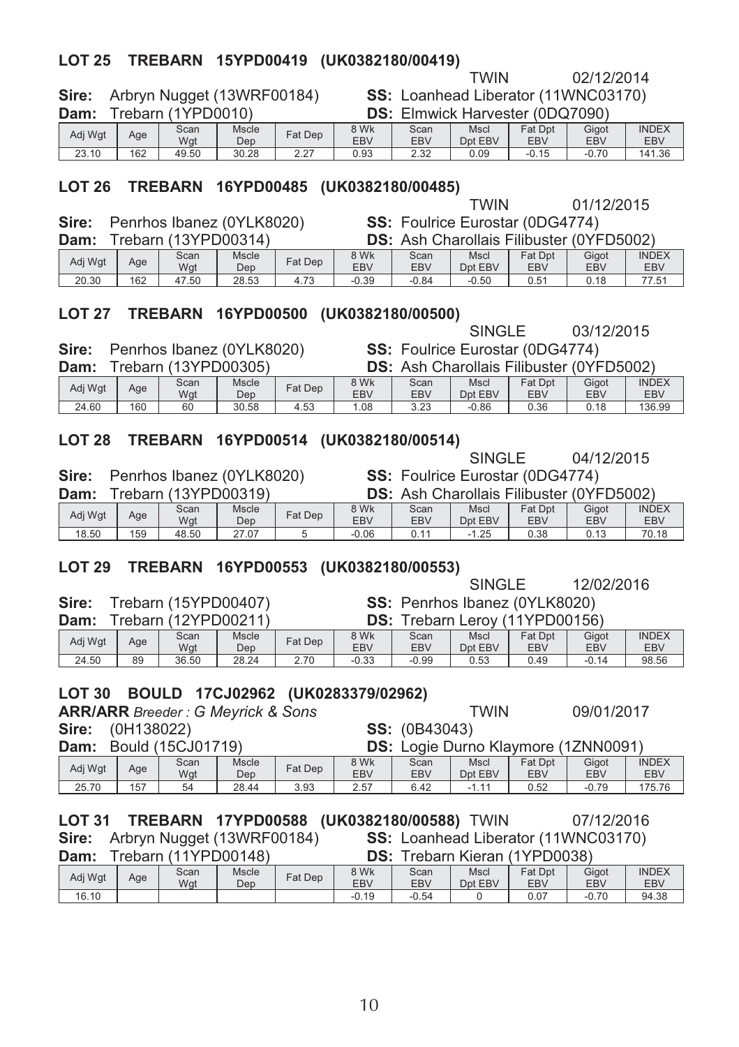## LOT 25 TREBARN 15YPD00419 (UK0382180/00419)

TWIN 02/12/2014

**Sire:** Arbryn Nugget (13WRF00184) **SS:** Loanhead Liberator (11WNC03170)
**Dam:** Trebarn (1YPD0010) **DS:** Elmwick Harvester (0DQ7090)

| Adj Wgt | Age | Scan Wgt | Mscle Dep | Fat Dep | 8 Wk EBV | Scan EBV | Mscl Dpt EBV | Fat Dpt EBV | Gigot EBV | INDEX EBV |
|---|---|---|---|---|---|---|---|---|---|---|
| 23.10 | 162 | 49.50 | 30.28 | 2.27 | 0.93 | 2.32 | 0.09 | -0.15 | -0.70 | 141.36 |

## LOT 26 TREBARN 16YPD00485 (UK0382180/00485)

TWIN 01/12/2015

**Sire:** Penrhos Ibanez (0YLK8020) **SS:** Foulrice Eurostar (0DG4774)
**Dam:** Trebarn (13YPD00314) **DS:** Ash Charollais Filibuster (0YFD5002)

| Adj Wgt | Age | Scan Wgt | Mscle Dep | Fat Dep | 8 Wk EBV | Scan EBV | Mscl Dpt EBV | Fat Dpt EBV | Gigot EBV | INDEX EBV |
|---|---|---|---|---|---|---|---|---|---|---|
| 20.30 | 162 | 47.50 | 28.53 | 4.73 | -0.39 | -0.84 | -0.50 | 0.51 | 0.18 | 77.51 |

## LOT 27 TREBARN 16YPD00500 (UK0382180/00500)

SINGLE 03/12/2015

**Sire:** Penrhos Ibanez (0YLK8020) **SS:** Foulrice Eurostar (0DG4774)
**Dam:** Trebarn (13YPD00305) **DS:** Ash Charollais Filibuster (0YFD5002)

| Adj Wgt | Age | Scan Wgt | Mscle Dep | Fat Dep | 8 Wk EBV | Scan EBV | Mscl Dpt EBV | Fat Dpt EBV | Gigot EBV | INDEX EBV |
|---|---|---|---|---|---|---|---|---|---|---|
| 24.60 | 160 | 60 | 30.58 | 4.53 | 1.08 | 3.23 | -0.86 | 0.36 | 0.18 | 136.99 |

## LOT 28 TREBARN 16YPD00514 (UK0382180/00514)

SINGLE 04/12/2015

**Sire:** Penrhos Ibanez (0YLK8020) **SS:** Foulrice Eurostar (0DG4774)
**Dam:** Trebarn (13YPD00319) **DS:** Ash Charollais Filibuster (0YFD5002)

| Adj Wgt | Age | Scan Wgt | Mscle Dep | Fat Dep | 8 Wk EBV | Scan EBV | Mscl Dpt EBV | Fat Dpt EBV | Gigot EBV | INDEX EBV |
|---|---|---|---|---|---|---|---|---|---|---|
| 18.50 | 159 | 48.50 | 27.07 | 5 | -0.06 | 0.11 | -1.25 | 0.38 | 0.13 | 70.18 |

## LOT 29 TREBARN 16YPD00553 (UK0382180/00553)

SINGLE 12/02/2016

**Sire:** Trebarn (15YPD00407) **SS:** Penrhos Ibanez (0YLK8020)
**Dam:** Trebarn (12YPD00211) **DS:** Trebarn Leroy (11YPD00156)

| Adj Wgt | Age | Scan Wgt | Mscle Dep | Fat Dep | 8 Wk EBV | Scan EBV | Mscl Dpt EBV | Fat Dpt EBV | Gigot EBV | INDEX EBV |
|---|---|---|---|---|---|---|---|---|---|---|
| 24.50 | 89 | 36.50 | 28.24 | 2.70 | -0.33 | -0.99 | 0.53 | 0.49 | -0.14 | 98.56 |

## LOT 30 BOULD 17CJ02962 (UK0283379/02962)

**ARR/ARR** *Breeder : G Meyrick & Sons* TWIN 09/01/2017

**Sire:** (0H138022) **SS:** (0B43043)
**Dam:** Bould (15CJ01719) **DS:** Logie Durno Klaymore (1ZNN0091)

| Adj Wgt | Age | Scan Wgt | Mscle Dep | Fat Dep | 8 Wk EBV | Scan EBV | Mscl Dpt EBV | Fat Dpt EBV | Gigot EBV | INDEX EBV |
|---|---|---|---|---|---|---|---|---|---|---|
| 25.70 | 157 | 54 | 28.44 | 3.93 | 2.57 | 6.42 | -1.11 | 0.52 | -0.79 | 175.76 |

## LOT 31 TREBARN 17YPD00588 (UK0382180/00588)

TWIN 07/12/2016

**Sire:** Arbryn Nugget (13WRF00184) **SS:** Loanhead Liberator (11WNC03170)
**Dam:** Trebarn (11YPD00148) **DS:** Trebarn Kieran (1YPD0038)

| Adj Wgt | Age | Scan Wgt | Mscle Dep | Fat Dep | 8 Wk EBV | Scan EBV | Mscl Dpt EBV | Fat Dpt EBV | Gigot EBV | INDEX EBV |
|---|---|---|---|---|---|---|---|---|---|---|
| 16.10 | | | | | -0.19 | -0.54 | 0 | 0.07 | -0.70 | 94.38 |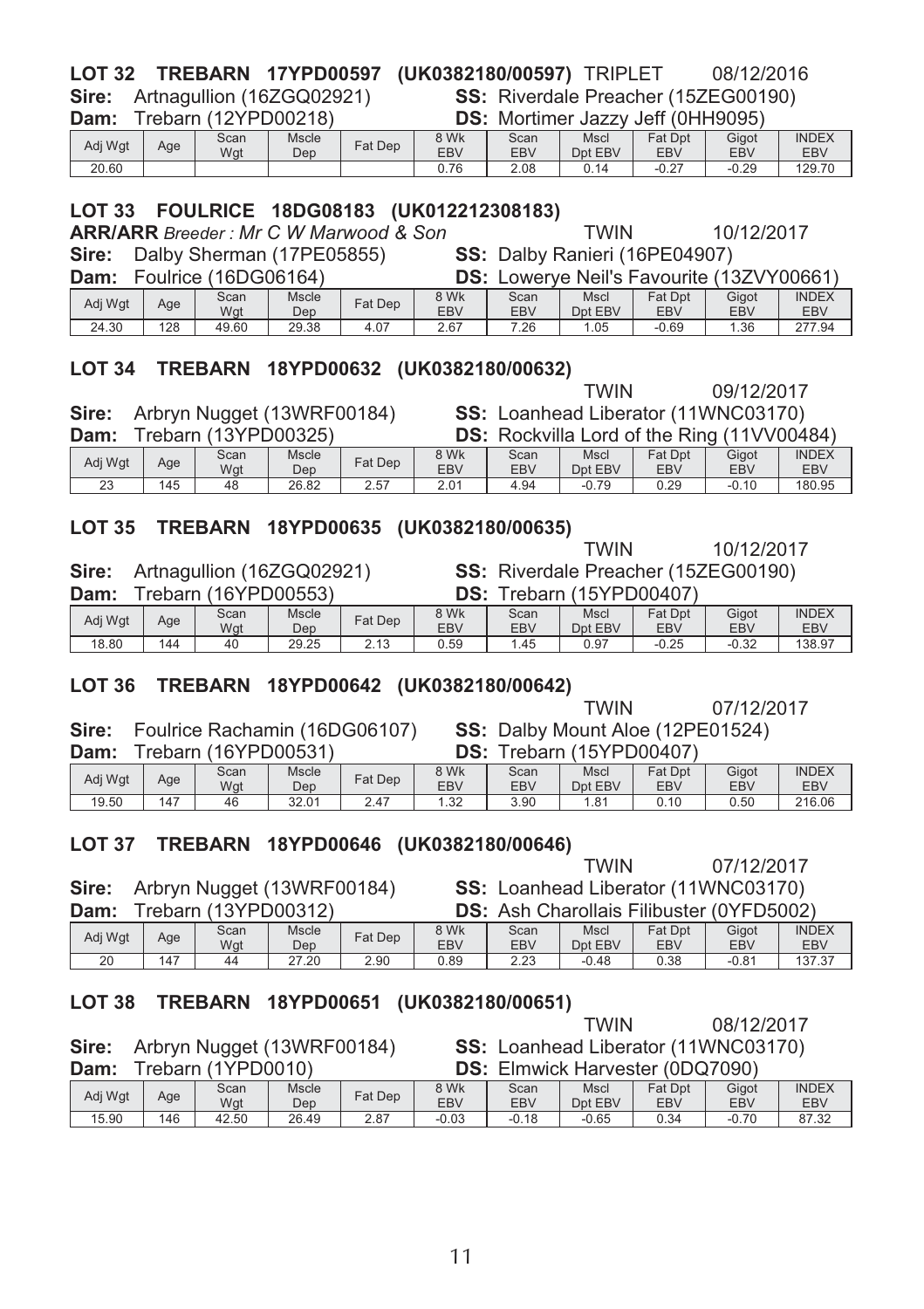**LOT 32 TREBARN 17YPD00597 (UK0382180/00597)** TRIPLET 08/12/2016

**Sire:** Artnagullion (16ZGQ02921) **SS:** Riverdale Preacher (15ZEG00190)

**Dam:** Trebarn (12YPD00218) **DS:** Mortimer Jazzy Jeff (0HH9095)

| Adj Wgt | Age | Scan Wgt | Mscle Dep | Fat Dep | 8 Wk EBV | Scan EBV | Mscl Dpt EBV | Fat Dpt EBV | Gigot EBV | INDEX EBV |
|---|---|---|---|---|---|---|---|---|---|---|
| 20.60 | | | | | 0.76 | 2.08 | 0.14 | -0.27 | -0.29 | 129.70 |

**LOT 33 FOULRICE 18DG08183 (UK012212308183)**

**ARR/ARR** *Breeder : Mr C W Marwood & Son* TWIN 10/12/2017

**Sire:** Dalby Sherman (17PE05855) **SS:** Dalby Ranieri (16PE04907)

**Dam:** Foulrice (16DG06164) **DS:** Lowerye Neil's Favourite (13ZVY00661)

| Adj Wgt | Age | Scan Wgt | Mscle Dep | Fat Dep | 8 Wk EBV | Scan EBV | Mscl Dpt EBV | Fat Dpt EBV | Gigot EBV | INDEX EBV |
|---|---|---|---|---|---|---|---|---|---|---|
| 24.30 | 128 | 49.60 | 29.38 | 4.07 | 2.67 | 7.26 | 1.05 | -0.69 | 1.36 | 277.94 |

**LOT 34 TREBARN 18YPD00632 (UK0382180/00632)**

TWIN 09/12/2017

**Sire:** Arbryn Nugget (13WRF00184) **SS:** Loanhead Liberator (11WNC03170)

**Dam:** Trebarn (13YPD00325) **DS:** Rockvilla Lord of the Ring (11VV00484)

| Adj Wgt | Age | Scan Wgt | Mscle Dep | Fat Dep | 8 Wk EBV | Scan EBV | Mscl Dpt EBV | Fat Dpt EBV | Gigot EBV | INDEX EBV |
|---|---|---|---|---|---|---|---|---|---|---|
| 23 | 145 | 48 | 26.82 | 2.57 | 2.01 | 4.94 | -0.79 | 0.29 | -0.10 | 180.95 |

**LOT 35 TREBARN 18YPD00635 (UK0382180/00635)**

TWIN 10/12/2017

**Sire:** Artnagullion (16ZGQ02921) **SS:** Riverdale Preacher (15ZEG00190)

**Dam:** Trebarn (16YPD00553) **DS:** Trebarn (15YPD00407)

| Adj Wgt | Age | Scan Wgt | Mscle Dep | Fat Dep | 8 Wk EBV | Scan EBV | Mscl Dpt EBV | Fat Dpt EBV | Gigot EBV | INDEX EBV |
|---|---|---|---|---|---|---|---|---|---|---|
| 18.80 | 144 | 40 | 29.25 | 2.13 | 0.59 | 1.45 | 0.97 | -0.25 | -0.32 | 138.97 |

**LOT 36 TREBARN 18YPD00642 (UK0382180/00642)**

TWIN 07/12/2017

**Sire:** Foulrice Rachamin (16DG06107) **SS:** Dalby Mount Aloe (12PE01524)

**Dam:** Trebarn (16YPD00531) **DS:** Trebarn (15YPD00407)

| Adj Wgt | Age | Scan Wgt | Mscle Dep | Fat Dep | 8 Wk EBV | Scan EBV | Mscl Dpt EBV | Fat Dpt EBV | Gigot EBV | INDEX EBV |
|---|---|---|---|---|---|---|---|---|---|---|
| 19.50 | 147 | 46 | 32.01 | 2.47 | 1.32 | 3.90 | 1.81 | 0.10 | 0.50 | 216.06 |

**LOT 37 TREBARN 18YPD00646 (UK0382180/00646)**

TWIN 07/12/2017

**Sire:** Arbryn Nugget (13WRF00184) **SS:** Loanhead Liberator (11WNC03170)

**Dam:** Trebarn (13YPD00312) **DS:** Ash Charollais Filibuster (0YFD5002)

| Adj Wgt | Age | Scan Wgt | Mscle Dep | Fat Dep | 8 Wk EBV | Scan EBV | Mscl Dpt EBV | Fat Dpt EBV | Gigot EBV | INDEX EBV |
|---|---|---|---|---|---|---|---|---|---|---|
| 20 | 147 | 44 | 27.20 | 2.90 | 0.89 | 2.23 | -0.48 | 0.38 | -0.81 | 137.37 |

**LOT 38 TREBARN 18YPD00651 (UK0382180/00651)**

TWIN 08/12/2017

**Sire:** Arbryn Nugget (13WRF00184) **SS:** Loanhead Liberator (11WNC03170)

**Dam:** Trebarn (1YPD0010) **DS:** Elmwick Harvester (0DQ7090)

| Adj Wgt | Age | Scan Wgt | Mscle Dep | Fat Dep | 8 Wk EBV | Scan EBV | Mscl Dpt EBV | Fat Dpt EBV | Gigot EBV | INDEX EBV |
|---|---|---|---|---|---|---|---|---|---|---|
| 15.90 | 146 | 42.50 | 26.49 | 2.87 | -0.03 | -0.18 | -0.65 | 0.34 | -0.70 | 87.32 |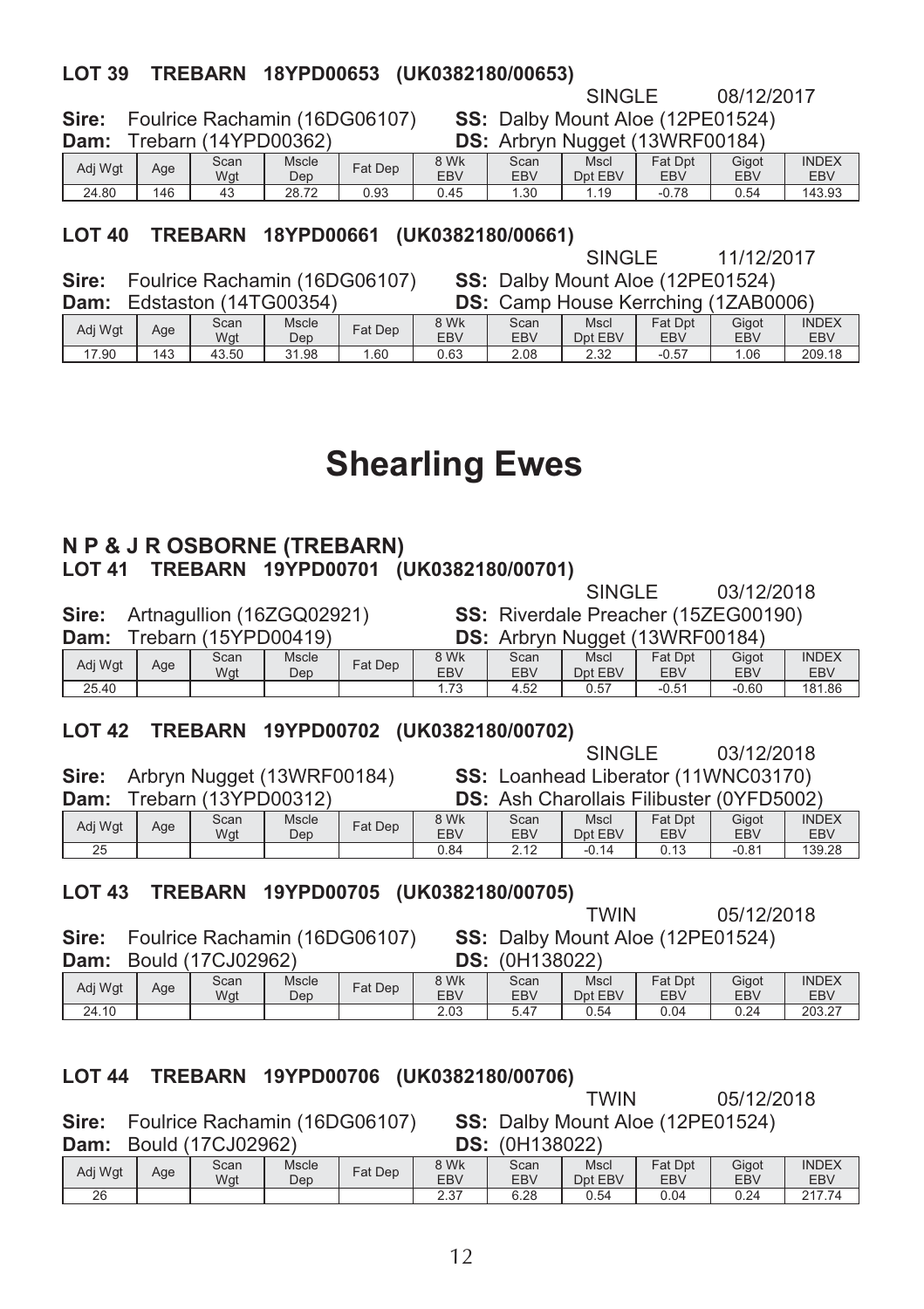### LOT 39 TREBARN 18YPD00653 (UK0382180/00653)

SINGLE 08/12/2017

**Sire:** Foulrice Rachamin (16DG06107) **SS:** Dalby Mount Aloe (12PE01524)
**Dam:** Trebarn (14YPD00362) **DS:** Arbryn Nugget (13WRF00184)

| Adj Wgt | Age | Scan Wgt | Mscle Dep | Fat Dep | 8 Wk EBV | Scan EBV | Mscl Dpt EBV | Fat Dpt EBV | Gigot EBV | INDEX EBV |
|---|---|---|---|---|---|---|---|---|---|---|
| 24.80 | 146 | 43 | 28.72 | 0.93 | 0.45 | 1.30 | 1.19 | -0.78 | 0.54 | 143.93 |

### LOT 40 TREBARN 18YPD00661 (UK0382180/00661)

SINGLE 11/12/2017

**Sire:** Foulrice Rachamin (16DG06107) **SS:** Dalby Mount Aloe (12PE01524)
**Dam:** Edstaston (14TG00354) **DS:** Camp House Kerrching (1ZAB0006)

| Adj Wgt | Age | Scan Wgt | Mscle Dep | Fat Dep | 8 Wk EBV | Scan EBV | Mscl Dpt EBV | Fat Dpt EBV | Gigot EBV | INDEX EBV |
|---|---|---|---|---|---|---|---|---|---|---|
| 17.90 | 143 | 43.50 | 31.98 | 1.60 | 0.63 | 2.08 | 2.32 | -0.57 | 1.06 | 209.18 |

# Shearling Ewes

## N P & J R OSBORNE (TREBARN)

### LOT 41 TREBARN 19YPD00701 (UK0382180/00701)

SINGLE 03/12/2018

**Sire:** Artnagullion (16ZGQ02921) **SS:** Riverdale Preacher (15ZEG00190)
**Dam:** Trebarn (15YPD00419) **DS:** Arbryn Nugget (13WRF00184)

| Adj Wgt | Age | Scan Wgt | Mscle Dep | Fat Dep | 8 Wk EBV | Scan EBV | Mscl Dpt EBV | Fat Dpt EBV | Gigot EBV | INDEX EBV |
|---|---|---|---|---|---|---|---|---|---|---|
| 25.40 | | | | | 1.73 | 4.52 | 0.57 | -0.51 | -0.60 | 181.86 |

### LOT 42 TREBARN 19YPD00702 (UK0382180/00702)

SINGLE 03/12/2018

**Sire:** Arbryn Nugget (13WRF00184) **SS:** Loanhead Liberator (11WNC03170)
**Dam:** Trebarn (13YPD00312) **DS:** Ash Charollais Filibuster (0YFD5002)

| Adj Wgt | Age | Scan Wgt | Mscle Dep | Fat Dep | 8 Wk EBV | Scan EBV | Mscl Dpt EBV | Fat Dpt EBV | Gigot EBV | INDEX EBV |
|---|---|---|---|---|---|---|---|---|---|---|
| 25 | | | | | 0.84 | 2.12 | -0.14 | 0.13 | -0.81 | 139.28 |

### LOT 43 TREBARN 19YPD00705 (UK0382180/00705)

TWIN 05/12/2018

**Sire:** Foulrice Rachamin (16DG06107) **SS:** Dalby Mount Aloe (12PE01524)
**Dam:** Bould (17CJ02962) **DS:** (0H138022)

| Adj Wgt | Age | Scan Wgt | Mscle Dep | Fat Dep | 8 Wk EBV | Scan EBV | Mscl Dpt EBV | Fat Dpt EBV | Gigot EBV | INDEX EBV |
|---|---|---|---|---|---|---|---|---|---|---|
| 24.10 | | | | | 2.03 | 5.47 | 0.54 | 0.04 | 0.24 | 203.27 |

### LOT 44 TREBARN 19YPD00706 (UK0382180/00706)

TWIN 05/12/2018

**Sire:** Foulrice Rachamin (16DG06107) **SS:** Dalby Mount Aloe (12PE01524)
**Dam:** Bould (17CJ02962) **DS:** (0H138022)

| Adj Wgt | Age | Scan Wgt | Mscle Dep | Fat Dep | 8 Wk EBV | Scan EBV | Mscl Dpt EBV | Fat Dpt EBV | Gigot EBV | INDEX EBV |
|---|---|---|---|---|---|---|---|---|---|---|
| 26 | | | | | 2.37 | 6.28 | 0.54 | 0.04 | 0.24 | 217.74 |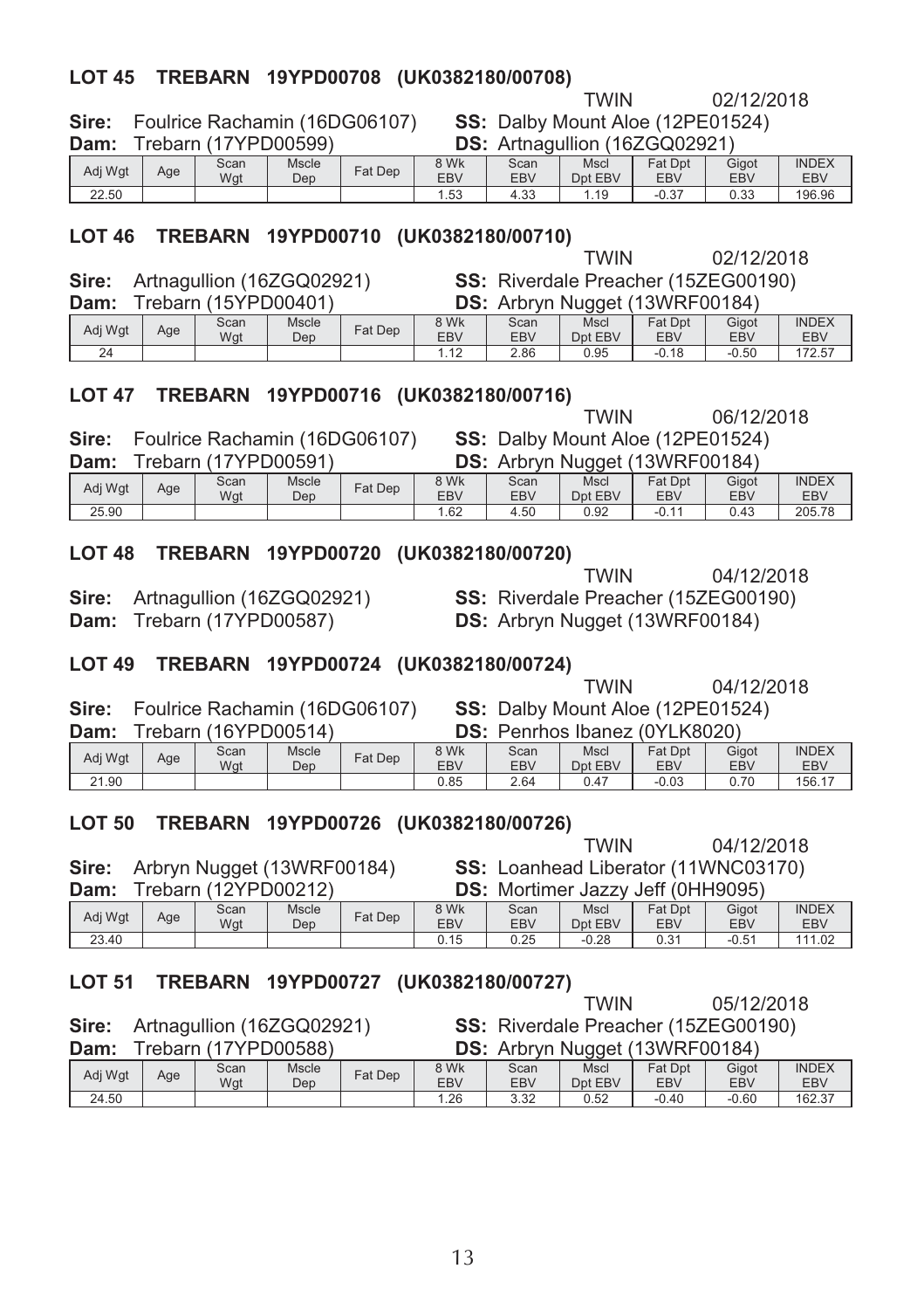## LOT 45 TREBARN 19YPD00708 (UK0382180/00708)

TWIN 02/12/2018

**Sire:** Foulrice Rachamin (16DG06107) **SS:** Dalby Mount Aloe (12PE01524)
**Dam:** Trebarn (17YPD00599) **DS:** Artnagullion (16ZGQ02921)

| Adj Wgt | Age | Scan Wgt | Mscle Dep | Fat Dep | 8 Wk EBV | Scan EBV | Mscl Dpt EBV | Fat Dpt EBV | Gigot EBV | INDEX EBV |
|---|---|---|---|---|---|---|---|---|---|---|
| 22.50 | | | | | 1.53 | 4.33 | 1.19 | -0.37 | 0.33 | 196.96 |

## LOT 46 TREBARN 19YPD00710 (UK0382180/00710)

TWIN 02/12/2018

**Sire:** Artnagullion (16ZGQ02921) **SS:** Riverdale Preacher (15ZEG00190)
**Dam:** Trebarn (15YPD00401) **DS:** Arbryn Nugget (13WRF00184)

| Adj Wgt | Age | Scan Wgt | Mscle Dep | Fat Dep | 8 Wk EBV | Scan EBV | Mscl Dpt EBV | Fat Dpt EBV | Gigot EBV | INDEX EBV |
|---|---|---|---|---|---|---|---|---|---|---|
| 24 | | | | | 1.12 | 2.86 | 0.95 | -0.18 | -0.50 | 172.57 |

## LOT 47 TREBARN 19YPD00716 (UK0382180/00716)

TWIN 06/12/2018

**Sire:** Foulrice Rachamin (16DG06107) **SS:** Dalby Mount Aloe (12PE01524)
**Dam:** Trebarn (17YPD00591) **DS:** Arbryn Nugget (13WRF00184)

| Adj Wgt | Age | Scan Wgt | Mscle Dep | Fat Dep | 8 Wk EBV | Scan EBV | Mscl Dpt EBV | Fat Dpt EBV | Gigot EBV | INDEX EBV |
|---|---|---|---|---|---|---|---|---|---|---|
| 25.90 | | | | | 1.62 | 4.50 | 0.92 | -0.11 | 0.43 | 205.78 |

## LOT 48 TREBARN 19YPD00720 (UK0382180/00720)

TWIN 04/12/2018

**Sire:** Artnagullion (16ZGQ02921) **SS:** Riverdale Preacher (15ZEG00190)
**Dam:** Trebarn (17YPD00587) **DS:** Arbryn Nugget (13WRF00184)

## LOT 49 TREBARN 19YPD00724 (UK0382180/00724)

TWIN 04/12/2018

**Sire:** Foulrice Rachamin (16DG06107) **SS:** Dalby Mount Aloe (12PE01524)
**Dam:** Trebarn (16YPD00514) **DS:** Penrhos Ibanez (0YLK8020)

| Adj Wgt | Age | Scan Wgt | Mscle Dep | Fat Dep | 8 Wk EBV | Scan EBV | Mscl Dpt EBV | Fat Dpt EBV | Gigot EBV | INDEX EBV |
|---|---|---|---|---|---|---|---|---|---|---|
| 21.90 | | | | | 0.85 | 2.64 | 0.47 | -0.03 | 0.70 | 156.17 |

## LOT 50 TREBARN 19YPD00726 (UK0382180/00726)

TWIN 04/12/2018

**Sire:** Arbryn Nugget (13WRF00184) **SS:** Loanhead Liberator (11WNC03170)
**Dam:** Trebarn (12YPD00212) **DS:** Mortimer Jazzy Jeff (0HH9095)

| Adj Wgt | Age | Scan Wgt | Mscle Dep | Fat Dep | 8 Wk EBV | Scan EBV | Mscl Dpt EBV | Fat Dpt EBV | Gigot EBV | INDEX EBV |
|---|---|---|---|---|---|---|---|---|---|---|
| 23.40 | | | | | 0.15 | 0.25 | -0.28 | 0.31 | -0.51 | 111.02 |

## LOT 51 TREBARN 19YPD00727 (UK0382180/00727)

TWIN 05/12/2018

**Sire:** Artnagullion (16ZGQ02921) **SS:** Riverdale Preacher (15ZEG00190)
**Dam:** Trebarn (17YPD00588) **DS:** Arbryn Nugget (13WRF00184)

| Adj Wgt | Age | Scan Wgt | Mscle Dep | Fat Dep | 8 Wk EBV | Scan EBV | Mscl Dpt EBV | Fat Dpt EBV | Gigot EBV | INDEX EBV |
|---|---|---|---|---|---|---|---|---|---|---|
| 24.50 | | | | | 1.26 | 3.32 | 0.52 | -0.40 | -0.60 | 162.37 |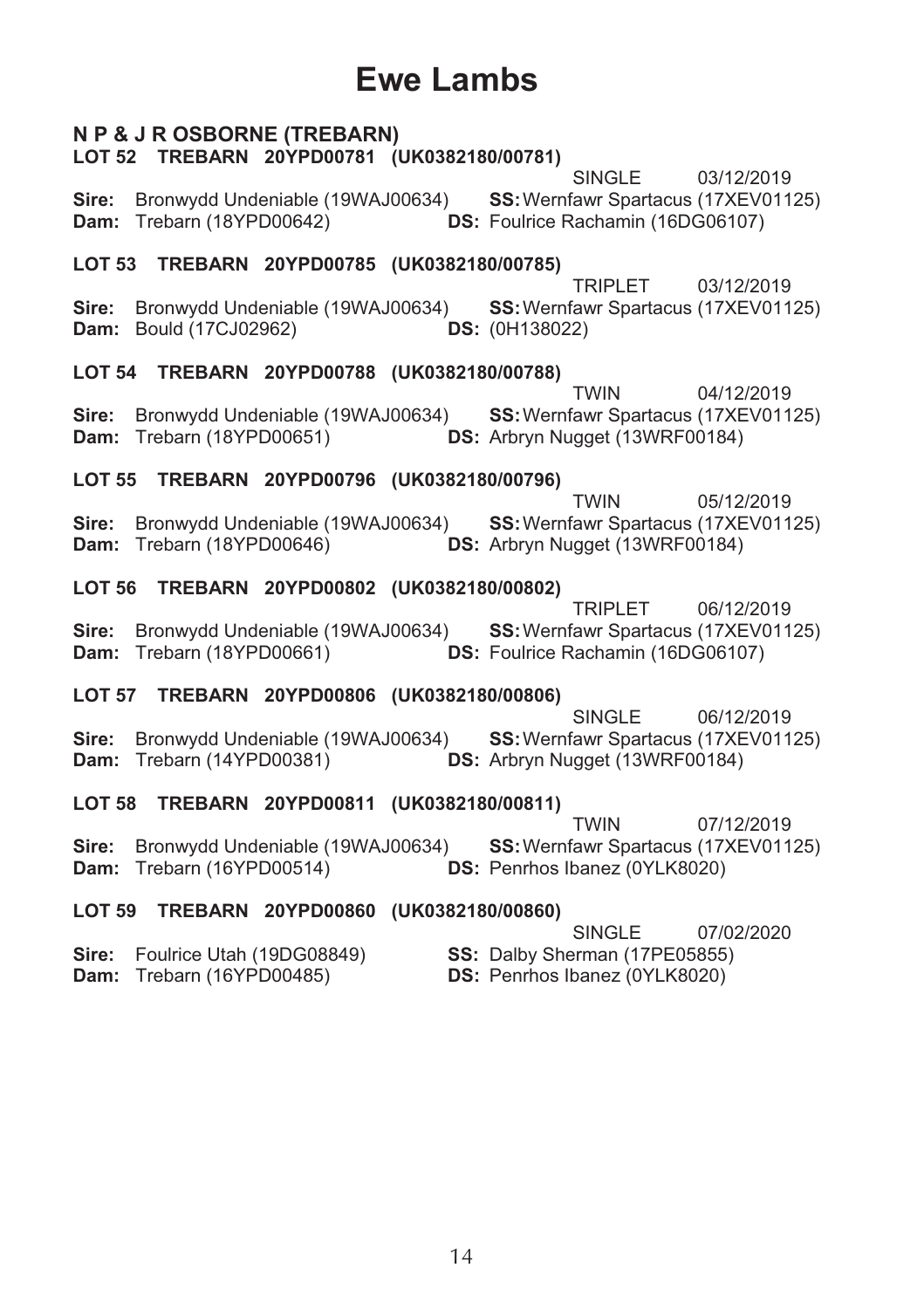# Ewe Lambs

**N P & J R OSBORNE (TREBARN)**

**LOT 52 TREBARN 20YPD00781 (UK0382180/00781)**

SINGLE 03/12/2019

**Sire:** Bronwydd Undeniable (19WAJ00634) **SS:** Wernfawr Spartacus (17XEV01125)
**Dam:** Trebarn (18YPD00642) **DS:** Foulrice Rachamin (16DG06107)

**LOT 53 TREBARN 20YPD00785 (UK0382180/00785)**

TRIPLET 03/12/2019

**Sire:** Bronwydd Undeniable (19WAJ00634) **SS:** Wernfawr Spartacus (17XEV01125)
**Dam:** Bould (17CJ02962) **DS:** (0H138022)

**LOT 54 TREBARN 20YPD00788 (UK0382180/00788)**

TWIN 04/12/2019

**Sire:** Bronwydd Undeniable (19WAJ00634) **SS:** Wernfawr Spartacus (17XEV01125)
**Dam:** Trebarn (18YPD00651) **DS:** Arbryn Nugget (13WRF00184)

**LOT 55 TREBARN 20YPD00796 (UK0382180/00796)**

TWIN 05/12/2019

**Sire:** Bronwydd Undeniable (19WAJ00634) **SS:** Wernfawr Spartacus (17XEV01125)
**Dam:** Trebarn (18YPD00646) **DS:** Arbryn Nugget (13WRF00184)

**LOT 56 TREBARN 20YPD00802 (UK0382180/00802)**

TRIPLET 06/12/2019

**Sire:** Bronwydd Undeniable (19WAJ00634) **SS:** Wernfawr Spartacus (17XEV01125)
**Dam:** Trebarn (18YPD00661) **DS:** Foulrice Rachamin (16DG06107)

**LOT 57 TREBARN 20YPD00806 (UK0382180/00806)**

SINGLE 06/12/2019

**Sire:** Bronwydd Undeniable (19WAJ00634) **SS:** Wernfawr Spartacus (17XEV01125)
**Dam:** Trebarn (14YPD00381) **DS:** Arbryn Nugget (13WRF00184)

**LOT 58 TREBARN 20YPD00811 (UK0382180/00811)**

TWIN 07/12/2019

**Sire:** Bronwydd Undeniable (19WAJ00634) **SS:** Wernfawr Spartacus (17XEV01125)
**Dam:** Trebarn (16YPD00514) **DS:** Penrhos Ibanez (0YLK8020)

**LOT 59 TREBARN 20YPD00860 (UK0382180/00860)**

SINGLE 07/02/2020

**Sire:** Foulrice Utah (19DG08849) **SS:** Dalby Sherman (17PE05855)
**Dam:** Trebarn (16YPD00485) **DS:** Penrhos Ibanez (0YLK8020)